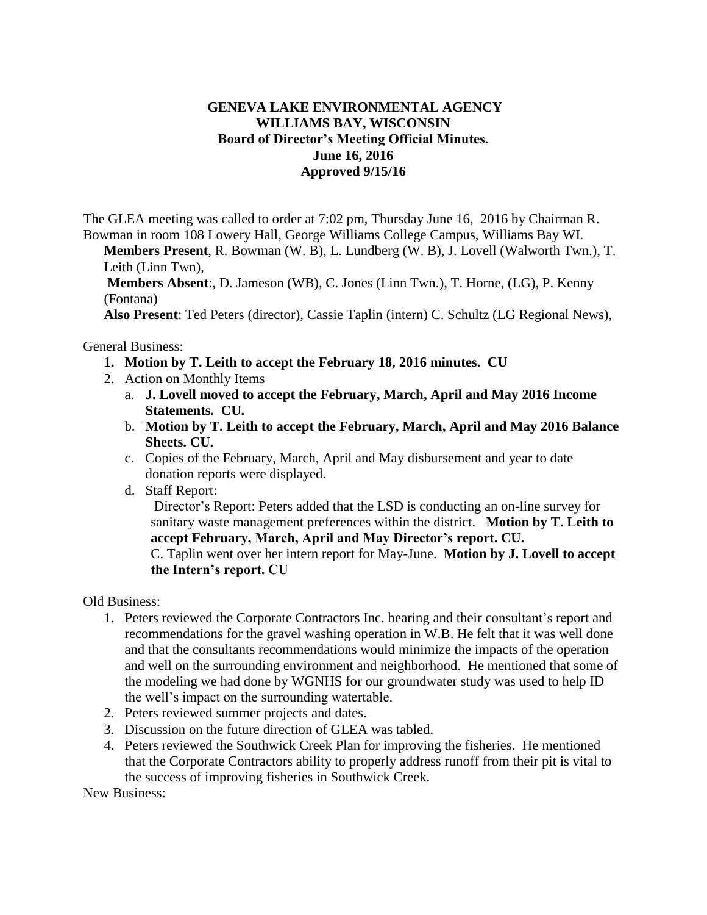**GENEVA LAKE ENVIRONMENTAL AGENCY**
**WILLIAMS BAY, WISCONSIN**
**Board of Director's Meeting Official Minutes.**
**June 16, 2016**
**Approved 9/15/16**

The GLEA meeting was called to order at 7:02 pm, Thursday June 16, 2016 by Chairman R. Bowman in room 108 Lowery Hall, George Williams College Campus, Williams Bay WI.

**Members Present**, R. Bowman (W. B), L. Lundberg (W. B), J. Lovell (Walworth Twn.), T. Leith (Linn Twn),

**Members Absent**:, D. Jameson (WB), C. Jones (Linn Twn.), T. Horne, (LG), P. Kenny (Fontana)

**Also Present**: Ted Peters (director), Cassie Taplin (intern) C. Schultz (LG Regional News),

General Business:

1. **Motion by T. Leith to accept the February 18, 2016 minutes. CU**
2. Action on Monthly Items
   a. **J. Lovell moved to accept the February, March, April and May 2016 Income Statements. CU.**
   b. **Motion by T. Leith to accept the February, March, April and May 2016 Balance Sheets. CU.**
   c. Copies of the February, March, April and May disbursement and year to date donation reports were displayed.
   d. Staff Report:
      Director's Report: Peters added that the LSD is conducting an on-line survey for sanitary waste management preferences within the district. **Motion by T. Leith to accept February, March, April and May Director's report. CU.**
      C. Taplin went over her intern report for May-June. **Motion by J. Lovell to accept the Intern's report. CU**

Old Business:

1. Peters reviewed the Corporate Contractors Inc. hearing and their consultant's report and recommendations for the gravel washing operation in W.B. He felt that it was well done and that the consultants recommendations would minimize the impacts of the operation and well on the surrounding environment and neighborhood. He mentioned that some of the modeling we had done by WGNHS for our groundwater study was used to help ID the well's impact on the surrounding watertable.
2. Peters reviewed summer projects and dates.
3. Discussion on the future direction of GLEA was tabled.
4. Peters reviewed the Southwick Creek Plan for improving the fisheries. He mentioned that the Corporate Contractors ability to properly address runoff from their pit is vital to the success of improving fisheries in Southwick Creek.

New Business: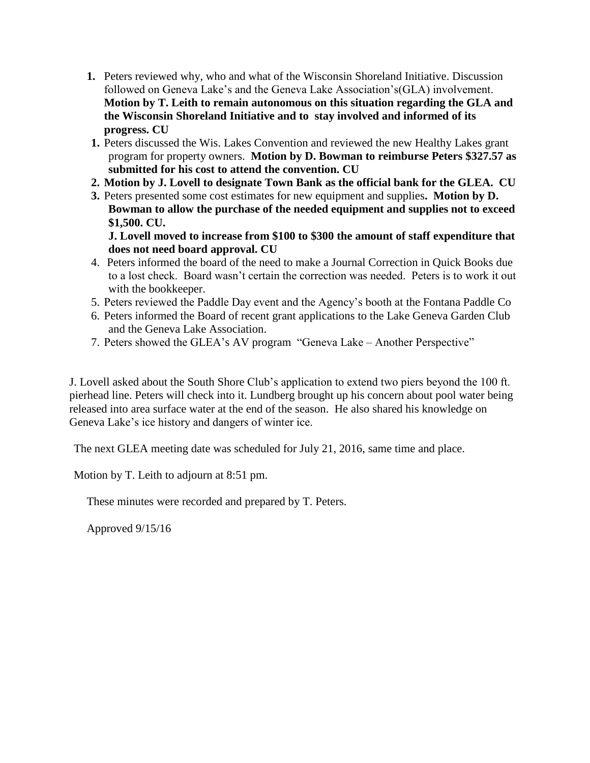1. Peters reviewed why, who and what of the Wisconsin Shoreland Initiative. Discussion followed on Geneva Lake's and the Geneva Lake Association's(GLA) involvement. **Motion by T. Leith to remain autonomous on this situation regarding the GLA and the Wisconsin Shoreland Initiative and to stay involved and informed of its progress. CU**

1. Peters discussed the Wis. Lakes Convention and reviewed the new Healthy Lakes grant program for property owners. **Motion by D. Bowman to reimburse Peters $327.57 as submitted for his cost to attend the convention. CU**
2. **Motion by J. Lovell to designate Town Bank as the official bank for the GLEA. CU**
3. Peters presented some cost estimates for new equipment and supplies**. Motion by D. Bowman to allow the purchase of the needed equipment and supplies not to exceed $1,500. CU.**

   **J. Lovell moved to increase from $100 to $300 the amount of staff expenditure that does not need board approval. CU**
4. Peters informed the board of the need to make a Journal Correction in Quick Books due to a lost check. Board wasn't certain the correction was needed. Peters is to work it out with the bookkeeper.
5. Peters reviewed the Paddle Day event and the Agency's booth at the Fontana Paddle Co
6. Peters informed the Board of recent grant applications to the Lake Geneva Garden Club and the Geneva Lake Association.
7. Peters showed the GLEA's AV program "Geneva Lake – Another Perspective"

J. Lovell asked about the South Shore Club's application to extend two piers beyond the 100 ft. pierhead line. Peters will check into it. Lundberg brought up his concern about pool water being released into area surface water at the end of the season. He also shared his knowledge on Geneva Lake's ice history and dangers of winter ice.

The next GLEA meeting date was scheduled for July 21, 2016, same time and place.

Motion by T. Leith to adjourn at 8:51 pm.

These minutes were recorded and prepared by T. Peters.

Approved 9/15/16